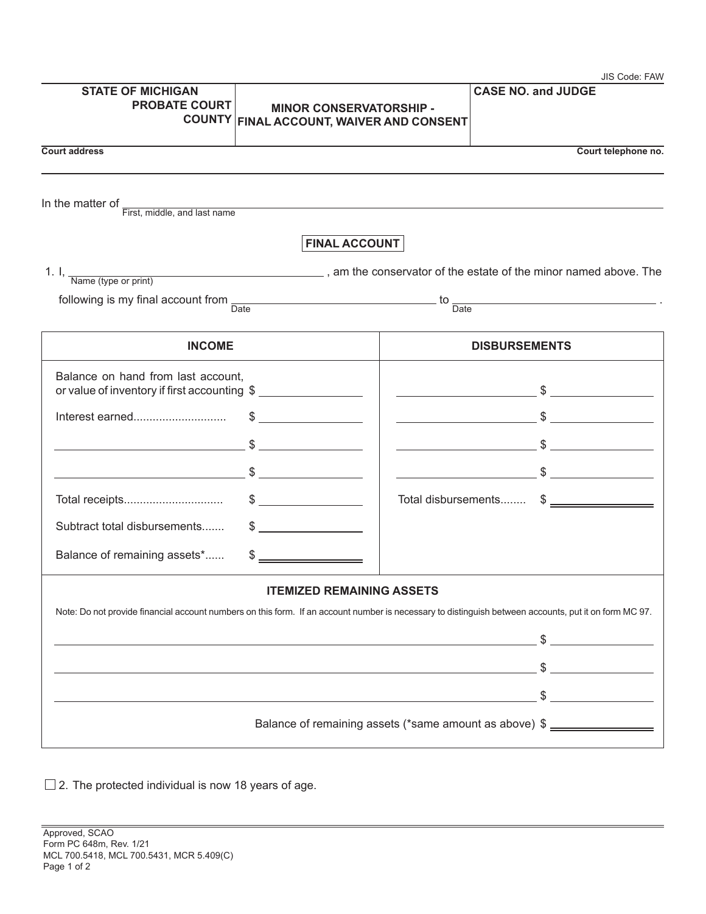JIS Code: FAW

| STATE OF MICHIGAN PROBATE COURT COUNTY | MINOR CONSERVATORSHIP - FINAL ACCOUNT, WAIVER AND CONSENT | CASE NO. and JUDGE |
| --- | --- | --- |
| | | |

Court address | Court telephone no.

In the matter of ______________________________
First, middle, and last name

## FINAL ACCOUNT

1. I, ______________________________ (Name (type or print)), am the conservator of the estate of the minor named above. The following is my final account from ______________ (Date) to ______________ (Date).

| INCOME | | DISBURSEMENTS | |
| --- | --- | --- | --- |
| Balance on hand from last account, or value of inventory if first accounting | $ | | $ |
| Interest earned............................ | $ | | $ |
| | $ | | $ |
| | $ | | $ |
| Total receipts.............................. | $ | Total disbursements........ | $ |
| Subtract total disbursements....... | $ | | |
| Balance of remaining assets*...... | $ | | |

### ITEMIZED REMAINING ASSETS

Note: Do not provide financial account numbers on this form. If an account number is necessary to distinguish between accounts, put it on form MC 97.

| | |
| --- | --- |
| | $ |
| | $ |
| | $ |
| Balance of remaining assets (*same amount as above) | $ |

☐ 2. The protected individual is now 18 years of age.

Approved, SCAO
Form PC 648m, Rev. 1/21
MCL 700.5418, MCL 700.5431, MCR 5.409(C)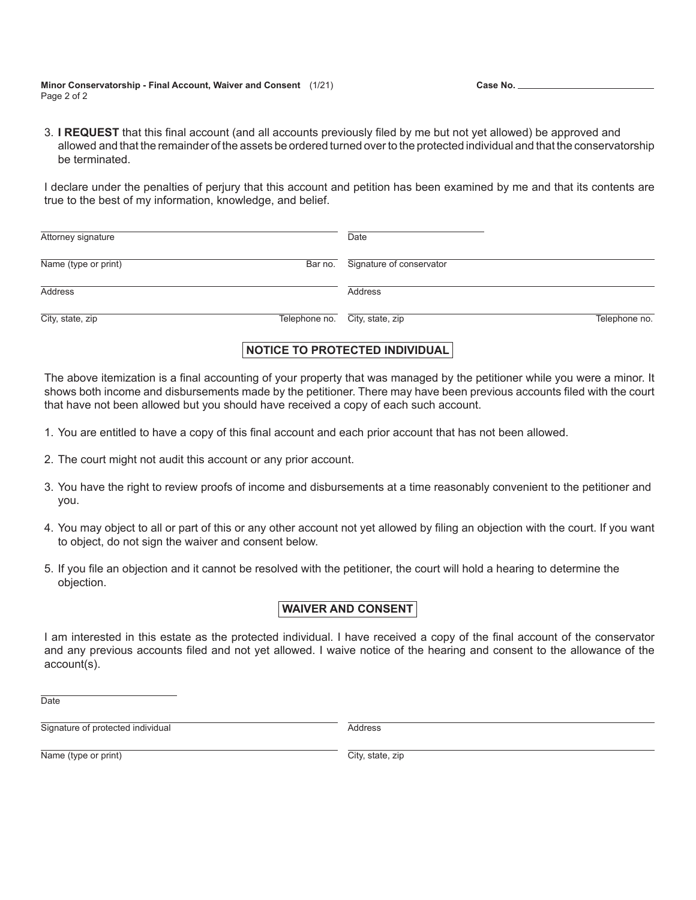3. **I REQUEST** that this final account (and all accounts previously filed by me but not yet allowed) be approved and allowed and that the remainder of the assets be ordered turned over to the protected individual and that the conservatorship be terminated.

I declare under the penalties of perjury that this account and petition has been examined by me and that its contents are true to the best of my information, knowledge, and belief.

| | |
|---|---|
| Attorney signature | Date |
| Name (type or print) Bar no. | Signature of conservator |
| Address | Address |
| City, state, zip Telephone no. | City, state, zip Telephone no. |

## NOTICE TO PROTECTED INDIVIDUAL

The above itemization is a final accounting of your property that was managed by the petitioner while you were a minor. It shows both income and disbursements made by the petitioner. There may have been previous accounts filed with the court that have not been allowed but you should have received a copy of each such account.

1. You are entitled to have a copy of this final account and each prior account that has not been allowed.
2. The court might not audit this account or any prior account.
3. You have the right to review proofs of income and disbursements at a time reasonably convenient to the petitioner and you.
4. You may object to all or part of this or any other account not yet allowed by filing an objection with the court. If you want to object, do not sign the waiver and consent below.
5. If you file an objection and it cannot be resolved with the petitioner, the court will hold a hearing to determine the objection.

## WAIVER AND CONSENT

I am interested in this estate as the protected individual. I have received a copy of the final account of the conservator and any previous accounts filed and not yet allowed. I waive notice of the hearing and consent to the allowance of the account(s).

Date

| | |
|---|---|
| Signature of protected individual | Address |
| Name (type or print) | City, state, zip |